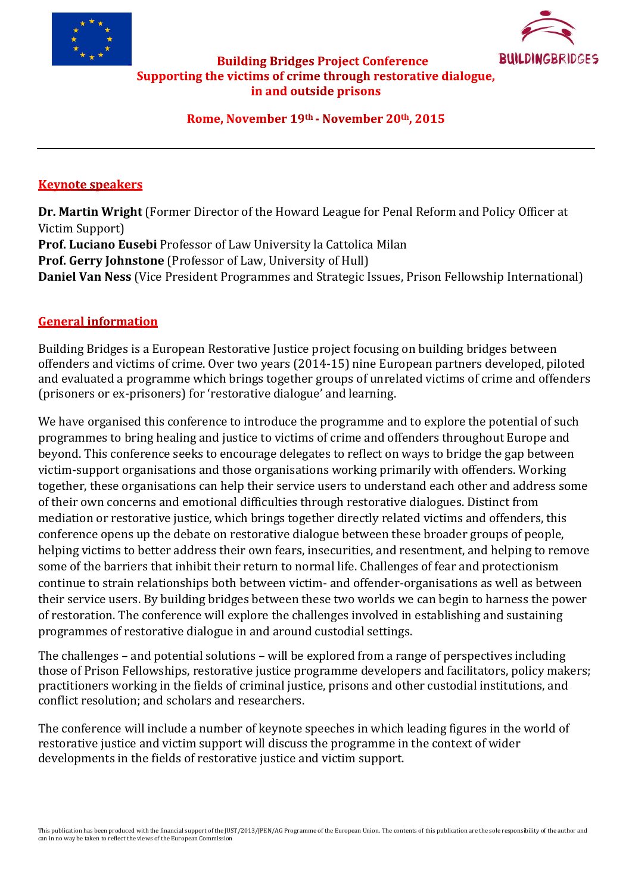# Building Bridges Project Conference
## Supporting the victims of crime through restorative dialogue, in and outside prisons

**Rome, November 19th - November 20th, 2015**

---

## Keynote speakers

**Dr. Martin Wright** (Former Director of the Howard League for Penal Reform and Policy Officer at Victim Support)
**Prof. Luciano Eusebi** Professor of Law University la Cattolica Milan
**Prof. Gerry Johnstone** (Professor of Law, University of Hull)
**Daniel Van Ness** (Vice President Programmes and Strategic Issues, Prison Fellowship International)

## General information

Building Bridges is a European Restorative Justice project focusing on building bridges between offenders and victims of crime. Over two years (2014-15) nine European partners developed, piloted and evaluated a programme which brings together groups of unrelated victims of crime and offenders (prisoners or ex-prisoners) for 'restorative dialogue' and learning.

We have organised this conference to introduce the programme and to explore the potential of such programmes to bring healing and justice to victims of crime and offenders throughout Europe and beyond. This conference seeks to encourage delegates to reflect on ways to bridge the gap between victim-support organisations and those organisations working primarily with offenders. Working together, these organisations can help their service users to understand each other and address some of their own concerns and emotional difficulties through restorative dialogues. Distinct from mediation or restorative justice, which brings together directly related victims and offenders, this conference opens up the debate on restorative dialogue between these broader groups of people, helping victims to better address their own fears, insecurities, and resentment, and helping to remove some of the barriers that inhibit their return to normal life. Challenges of fear and protectionism continue to strain relationships both between victim- and offender-organisations as well as between their service users. By building bridges between these two worlds we can begin to harness the power of restoration. The conference will explore the challenges involved in establishing and sustaining programmes of restorative dialogue in and around custodial settings.

The challenges – and potential solutions – will be explored from a range of perspectives including those of Prison Fellowships, restorative justice programme developers and facilitators, policy makers; practitioners working in the fields of criminal justice, prisons and other custodial institutions, and conflict resolution; and scholars and researchers.

The conference will include a number of keynote speeches in which leading figures in the world of restorative justice and victim support will discuss the programme in the context of wider developments in the fields of restorative justice and victim support.

This publication has been produced with the financial support of the JUST/2013/JPEN/AG Programme of the European Union. The contents of this publication are the sole responsibility of the author and can in no way be taken to reflect the views of the European Commission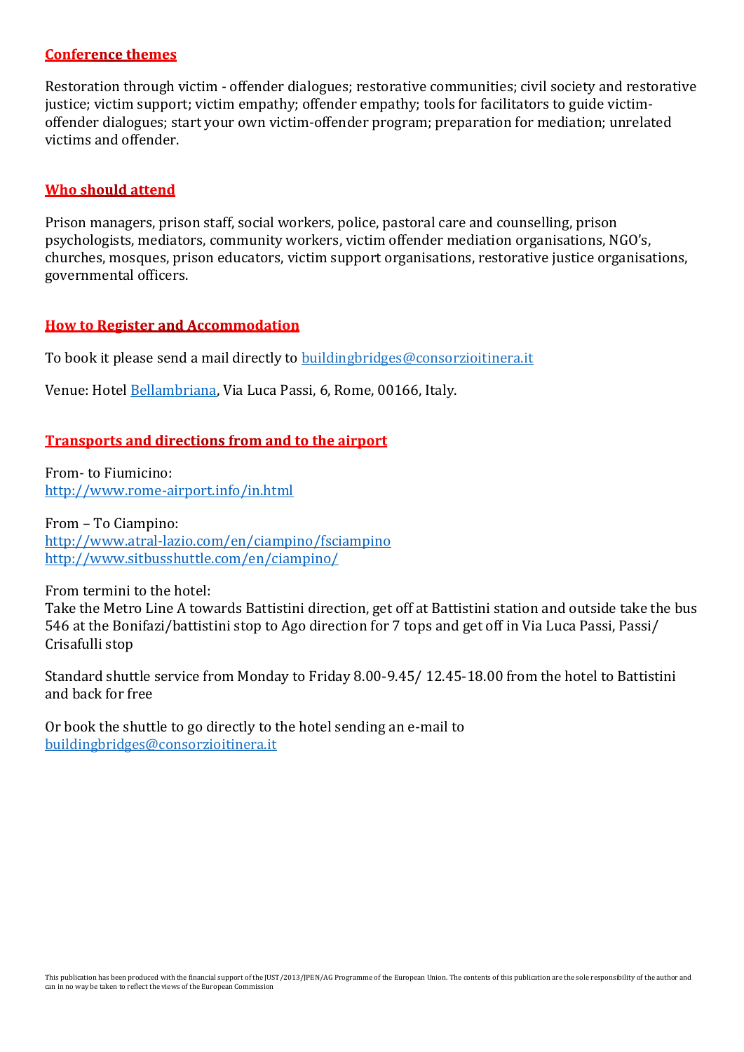## Conference themes

Restoration through victim - offender dialogues; restorative communities; civil society and restorative justice; victim support; victim empathy; offender empathy; tools for facilitators to guide victim-offender dialogues; start your own victim-offender program; preparation for mediation; unrelated victims and offender.

## Who should attend

Prison managers, prison staff, social workers, police, pastoral care and counselling, prison psychologists, mediators, community workers, victim offender mediation organisations, NGO's, churches, mosques, prison educators, victim support organisations, restorative justice organisations, governmental officers.

## How to Register and Accommodation

To book it please send a mail directly to buildingbridges@consorzioitinera.it

Venue: Hotel Bellambriana, Via Luca Passi, 6, Rome, 00166, Italy.

## Transports and directions from and to the airport

From- to Fiumicino:
http://www.rome-airport.info/in.html

From – To Ciampino:
http://www.atral-lazio.com/en/ciampino/fsciampino
http://www.sitbusshuttle.com/en/ciampino/

From termini to the hotel:
Take the Metro Line A towards Battistini direction, get off at Battistini station and outside take the bus 546 at the Bonifazi/battistini stop to Ago direction for 7 tops and get off in Via Luca Passi, Passi/ Crisafulli stop

Standard shuttle service from Monday to Friday 8.00-9.45/ 12.45-18.00 from the hotel to Battistini and back for free

Or book the shuttle to go directly to the hotel sending an e-mail to buildingbridges@consorzioitinera.it

This publication has been produced with the financial support of the JUST/2013/JPEN/AG Programme of the European Union. The contents of this publication are the sole responsibility of the author and can in no way be taken to reflect the views of the European Commission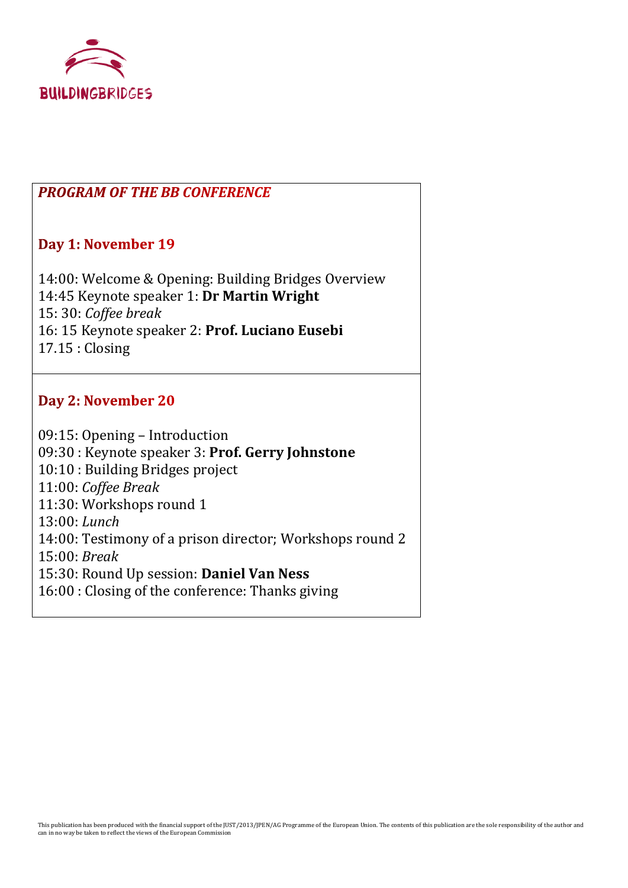BUILDINGBRIDGES

## *PROGRAM OF THE BB CONFERENCE*

### Day 1: November 19

14:00: Welcome & Opening: Building Bridges Overview
14:45 Keynote speaker 1: **Dr Martin Wright**
15: 30: *Coffee break*
16: 15 Keynote speaker 2: **Prof. Luciano Eusebi**
17.15 : Closing

### Day 2: November 20

09:15: Opening – Introduction
09:30 : Keynote speaker 3: **Prof. Gerry Johnstone**
10:10 : Building Bridges project
11:00: *Coffee Break*
11:30: Workshops round 1
13:00: *Lunch*
14:00: Testimony of a prison director; Workshops round 2
15:00: *Break*
15:30: Round Up session: **Daniel Van Ness**
16:00 : Closing of the conference: Thanks giving

This publication has been produced with the financial support of the JUST/2013/JPEN/AG Programme of the European Union. The contents of this publication are the sole responsibility of the author and can in no way be taken to reflect the views of the European Commission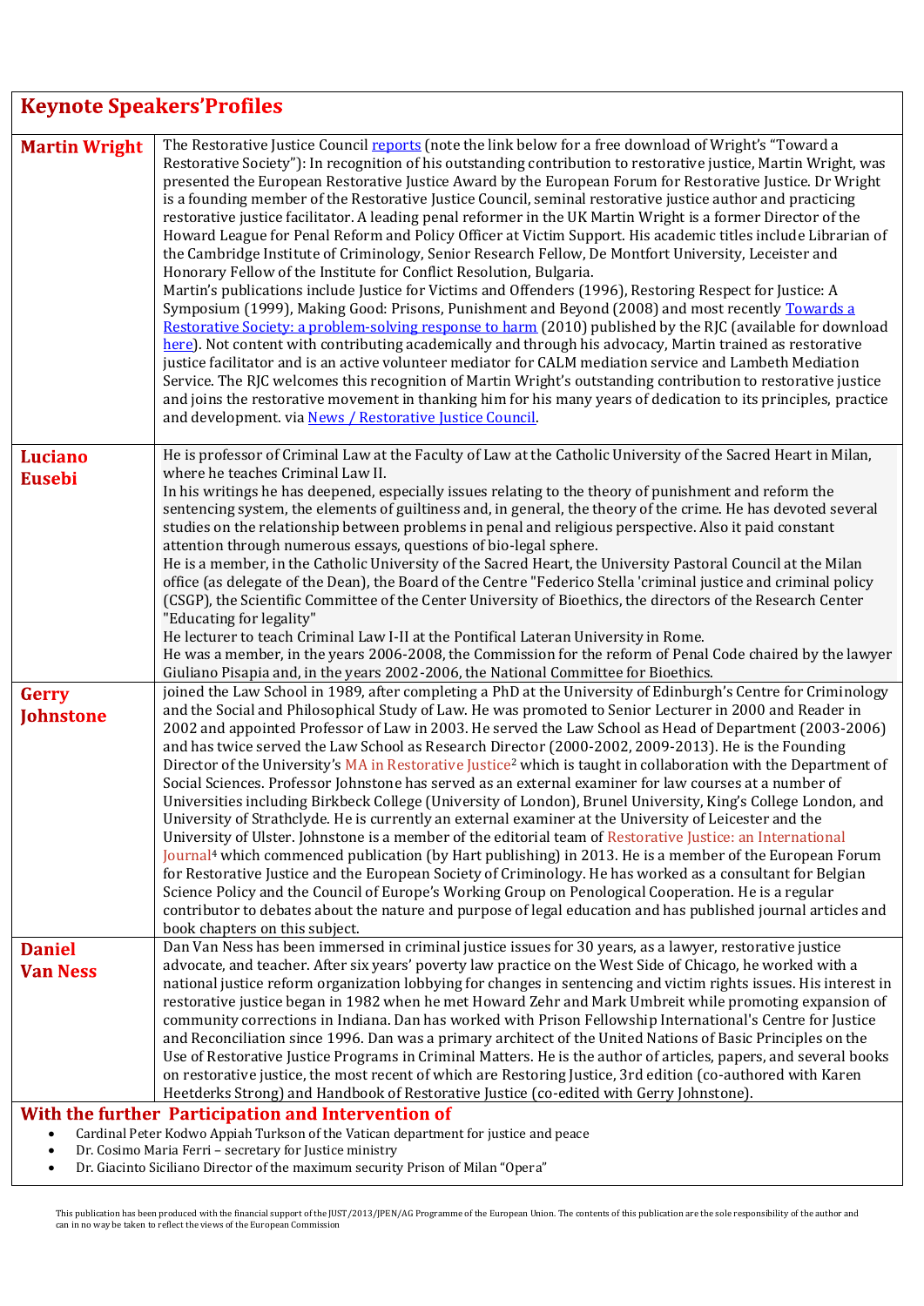## Keynote Speakers'Profiles

| | |
|---|---|
| **Martin Wright** | The Restorative Justice Council reports (note the link below for a free download of Wright's "Toward a Restorative Society"): In recognition of his outstanding contribution to restorative justice, Martin Wright, was presented the European Restorative Justice Award by the European Forum for Restorative Justice. Dr Wright is a founding member of the Restorative Justice Council, seminal restorative justice author and practicing restorative justice facilitator. A leading penal reformer in the UK Martin Wright is a former Director of the Howard League for Penal Reform and Policy Officer at Victim Support. His academic titles include Librarian of the Cambridge Institute of Criminology, Senior Research Fellow, De Montfort University, Leceister and Honorary Fellow of the Institute for Conflict Resolution, Bulgaria.<br>Martin's publications include Justice for Victims and Offenders (1996), Restoring Respect for Justice: A Symposium (1999), Making Good: Prisons, Punishment and Beyond (2008) and most recently Towards a Restorative Society: a problem-solving response to harm (2010) published by the RJC (available for download here). Not content with contributing academically and through his advocacy, Martin trained as restorative justice facilitator and is an active volunteer mediator for CALM mediation service and Lambeth Mediation Service. The RJC welcomes this recognition of Martin Wright's outstanding contribution to restorative justice and joins the restorative movement in thanking him for his many years of dedication to its principles, practice and development. via News / Restorative Justice Council. |
| **Luciano Eusebi** | He is professor of Criminal Law at the Faculty of Law at the Catholic University of the Sacred Heart in Milan, where he teaches Criminal Law II.<br>In his writings he has deepened, especially issues relating to the theory of punishment and reform the sentencing system, the elements of guiltiness and, in general, the theory of the crime. He has devoted several studies on the relationship between problems in penal and religious perspective. Also it paid constant attention through numerous essays, questions of bio-legal sphere.<br>He is a member, in the Catholic University of the Sacred Heart, the University Pastoral Council at the Milan office (as delegate of the Dean), the Board of the Centre "Federico Stella 'criminal justice and criminal policy (CSGP), the Scientific Committee of the Center University of Bioethics, the directors of the Research Center "Educating for legality"<br>He lecturer to teach Criminal Law I-II at the Pontifical Lateran University in Rome.<br>He was a member, in the years 2006-2008, the Commission for the reform of Penal Code chaired by the lawyer Giuliano Pisapia and, in the years 2002-2006, the National Committee for Bioethics. |
| **Gerry Johnstone** | joined the Law School in 1989, after completing a PhD at the University of Edinburgh's Centre for Criminology and the Social and Philosophical Study of Law. He was promoted to Senior Lecturer in 2000 and Reader in 2002 and appointed Professor of Law in 2003. He served the Law School as Head of Department (2003-2006) and has twice served the Law School as Research Director (2000-2002, 2009-2013). He is the Founding Director of the University's MA in Restorative Justice[2] which is taught in collaboration with the Department of Social Sciences. Professor Johnstone has served as an external examiner for law courses at a number of Universities including Birkbeck College (University of London), Brunel University, King's College London, and University of Strathclyde. He is currently an external examiner at the University of Leicester and the University of Ulster. Johnstone is a member of the editorial team of Restorative Justice: an International Journal[4] which commenced publication (by Hart publishing) in 2013. He is a member of the European Forum for Restorative Justice and the European Society of Criminology. He has worked as a consultant for Belgian Science Policy and the Council of Europe's Working Group on Penological Cooperation. He is a regular contributor to debates about the nature and purpose of legal education and has published journal articles and book chapters on this subject. |
| **Daniel Van Ness** | Dan Van Ness has been immersed in criminal justice issues for 30 years, as a lawyer, restorative justice advocate, and teacher. After six years' poverty law practice on the West Side of Chicago, he worked with a national justice reform organization lobbying for changes in sentencing and victim rights issues. His interest in restorative justice began in 1982 when he met Howard Zehr and Mark Umbreit while promoting expansion of community corrections in Indiana. Dan has worked with Prison Fellowship International's Centre for Justice and Reconciliation since 1996. Dan was a primary architect of the United Nations of Basic Principles on the Use of Restorative Justice Programs in Criminal Matters. He is the author of articles, papers, and several books on restorative justice, the most recent of which are Restoring Justice, 3rd edition (co-authored with Karen Heetderks Strong) and Handbook of Restorative Justice (co-edited with Gerry Johnstone). |

### With the further Participation and Intervention of

- Cardinal Peter Kodwo Appiah Turkson of the Vatican department for justice and peace
- Dr. Cosimo Maria Ferri – secretary for Justice ministry
- Dr. Giacinto Siciliano Director of the maximum security Prison of Milan "Opera"

This publication has been produced with the financial support of the JUST/2013/JPEN/AG Programme of the European Union. The contents of this publication are the sole responsibility of the author and can in no way be taken to reflect the views of the European Commission